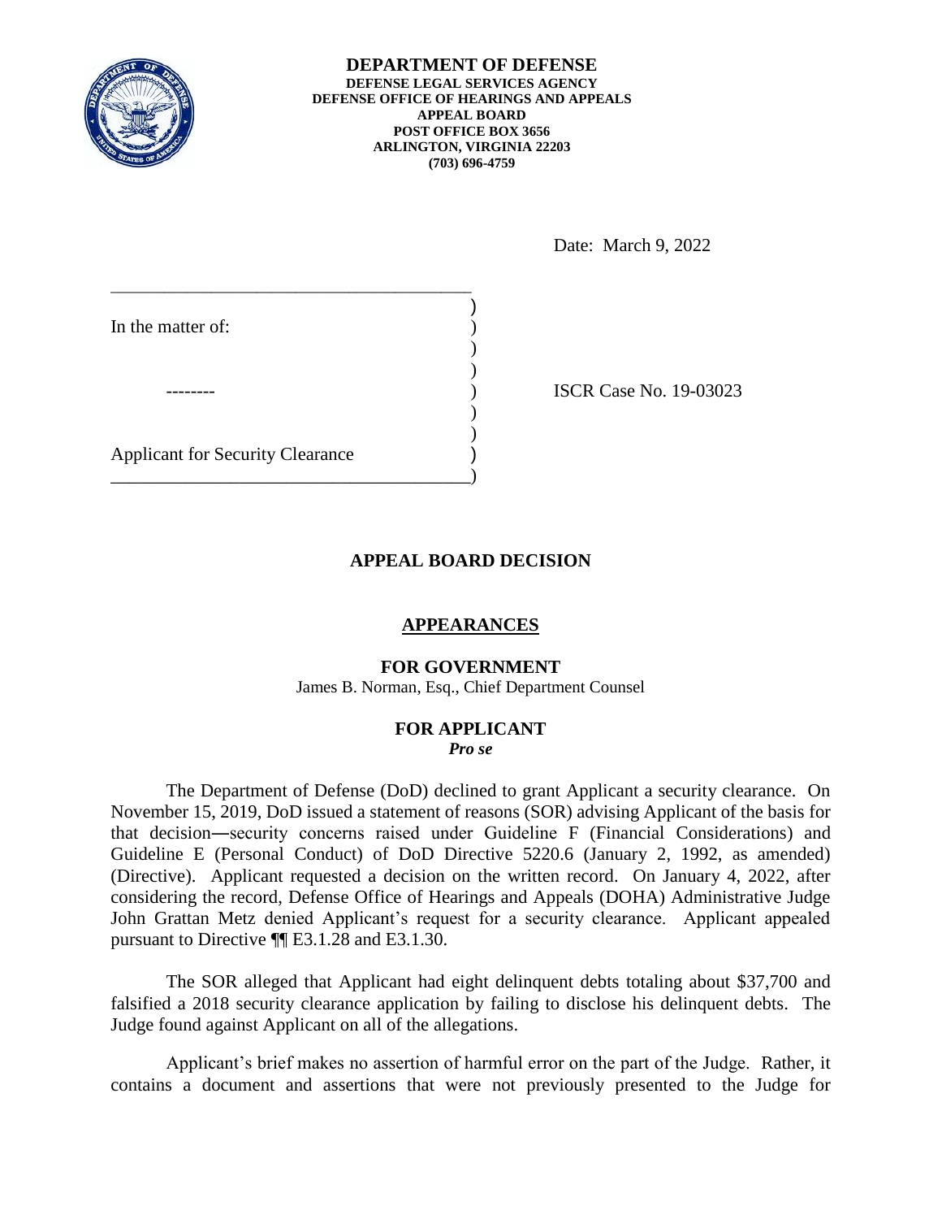**DEPARTMENT OF DEFENSE**
**DEFENSE LEGAL SERVICES AGENCY**
**DEFENSE OFFICE OF HEARINGS AND APPEALS**
**APPEAL BOARD**
**POST OFFICE BOX 3656**
**ARLINGTON, VIRGINIA 22203**
**(703) 696-4759**

Date: March 9, 2022

In the matter of:

--------

Applicant for Security Clearance

ISCR Case No. 19-03023

## APPEAL BOARD DECISION

### APPEARANCES

**FOR GOVERNMENT**

James B. Norman, Esq., Chief Department Counsel

**FOR APPLICANT**

***Pro se***

The Department of Defense (DoD) declined to grant Applicant a security clearance. On November 15, 2019, DoD issued a statement of reasons (SOR) advising Applicant of the basis for that decision―security concerns raised under Guideline F (Financial Considerations) and Guideline E (Personal Conduct) of DoD Directive 5220.6 (January 2, 1992, as amended) (Directive). Applicant requested a decision on the written record. On January 4, 2022, after considering the record, Defense Office of Hearings and Appeals (DOHA) Administrative Judge John Grattan Metz denied Applicant's request for a security clearance. Applicant appealed pursuant to Directive ¶¶ E3.1.28 and E3.1.30.

The SOR alleged that Applicant had eight delinquent debts totaling about $37,700 and falsified a 2018 security clearance application by failing to disclose his delinquent debts. The Judge found against Applicant on all of the allegations.

Applicant's brief makes no assertion of harmful error on the part of the Judge. Rather, it contains a document and assertions that were not previously presented to the Judge for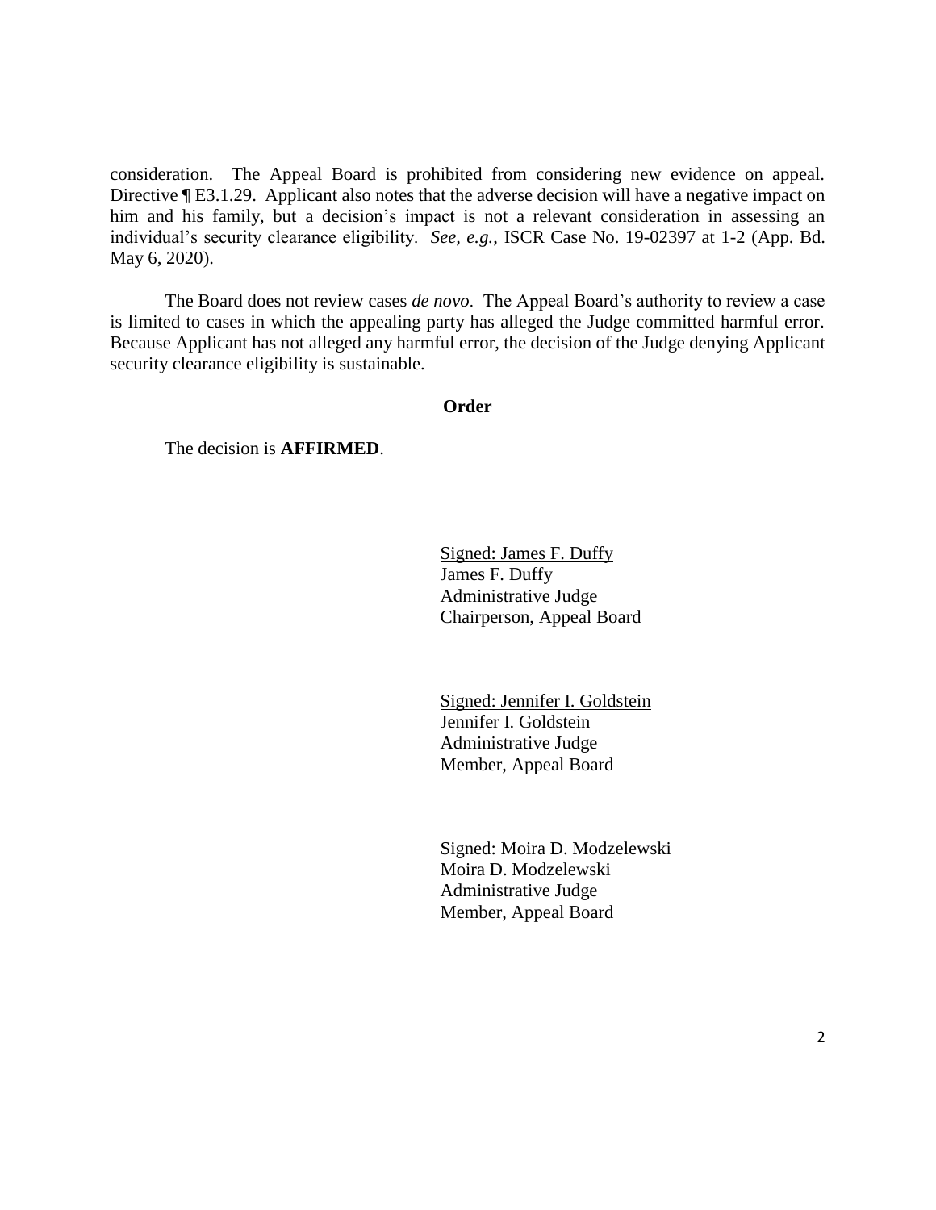consideration. The Appeal Board is prohibited from considering new evidence on appeal. Directive ¶ E3.1.29. Applicant also notes that the adverse decision will have a negative impact on him and his family, but a decision's impact is not a relevant consideration in assessing an individual's security clearance eligibility. *See, e.g.*, ISCR Case No. 19-02397 at 1-2 (App. Bd. May 6, 2020).

The Board does not review cases *de novo*. The Appeal Board's authority to review a case is limited to cases in which the appealing party has alleged the Judge committed harmful error. Because Applicant has not alleged any harmful error, the decision of the Judge denying Applicant security clearance eligibility is sustainable.

## Order

The decision is **AFFIRMED**.

Signed: James F. Duffy
James F. Duffy
Administrative Judge
Chairperson, Appeal Board

Signed: Jennifer I. Goldstein
Jennifer I. Goldstein
Administrative Judge
Member, Appeal Board

Signed: Moira D. Modzelewski
Moira D. Modzelewski
Administrative Judge
Member, Appeal Board